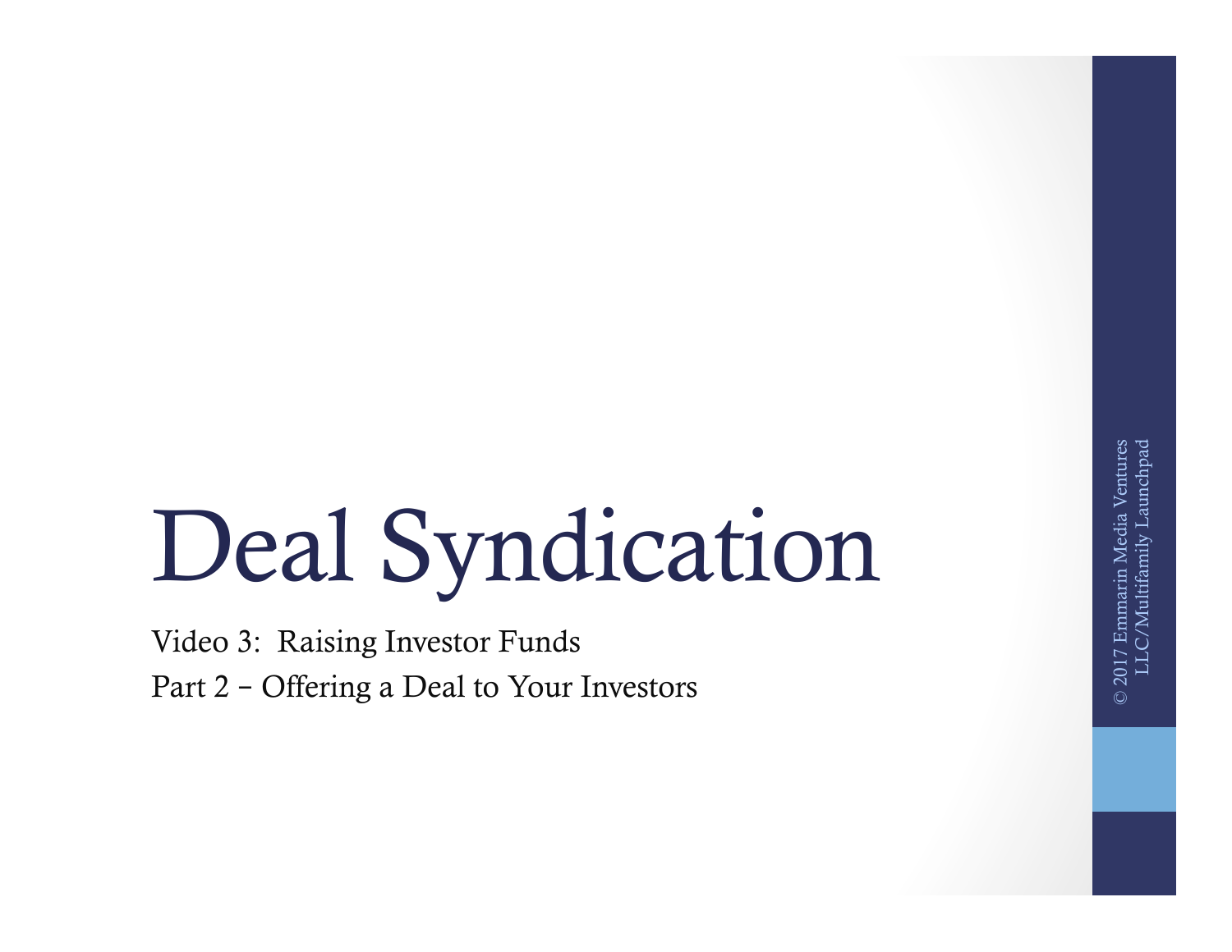# Deal Syndication

Video 3: Raising Investor Funds

Part 2 – Offering a Deal to Your Investors

© 2017 Emmarin Media Ventures LLC/Multifamily Launchpad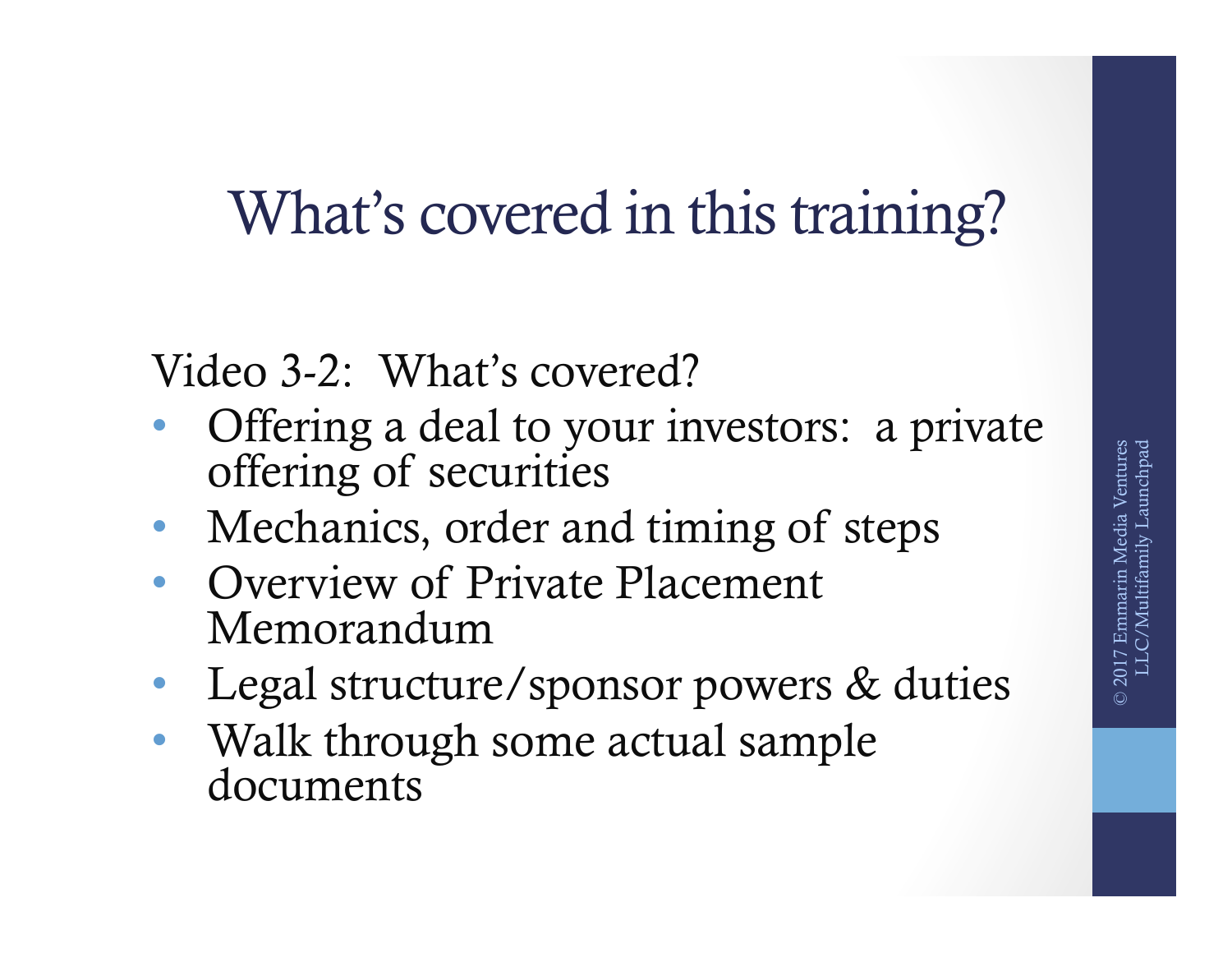# What's covered in this training?

Video 3-2: What's covered?

- Offering a deal to your investors: a private offering of securities
- Mechanics, order and timing of steps
- Overview of Private Placement Memorandum
- Legal structure/sponsor powers & duties
- Walk through some actual sample documents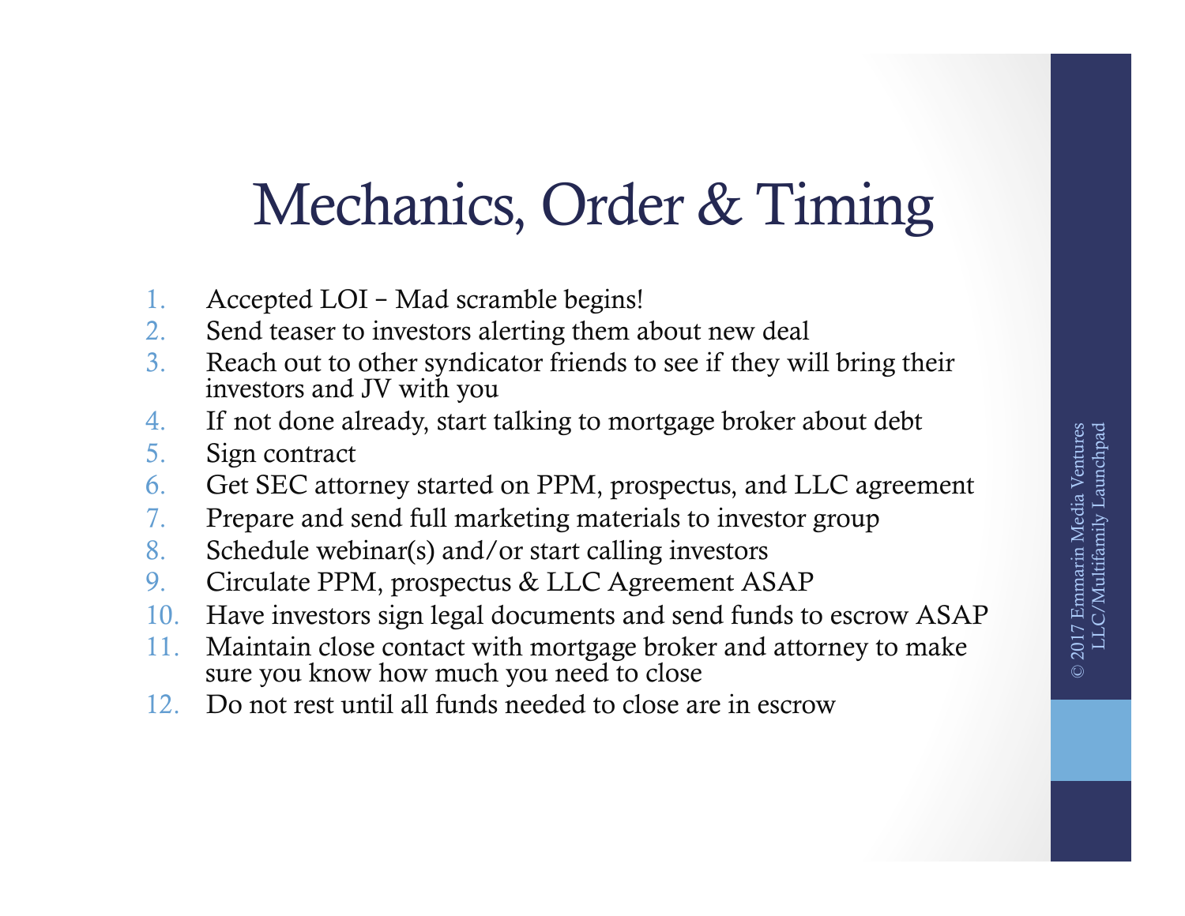# Mechanics, Order & Timing

1. Accepted LOI – Mad scramble begins!
2. Send teaser to investors alerting them about new deal
3. Reach out to other syndicator friends to see if they will bring their investors and JV with you
4. If not done already, start talking to mortgage broker about debt
5. Sign contract
6. Get SEC attorney started on PPM, prospectus, and LLC agreement
7. Prepare and send full marketing materials to investor group
8. Schedule webinar(s) and/or start calling investors
9. Circulate PPM, prospectus & LLC Agreement ASAP
10. Have investors sign legal documents and send funds to escrow ASAP
11. Maintain close contact with mortgage broker and attorney to make sure you know how much you need to close
12. Do not rest until all funds needed to close are in escrow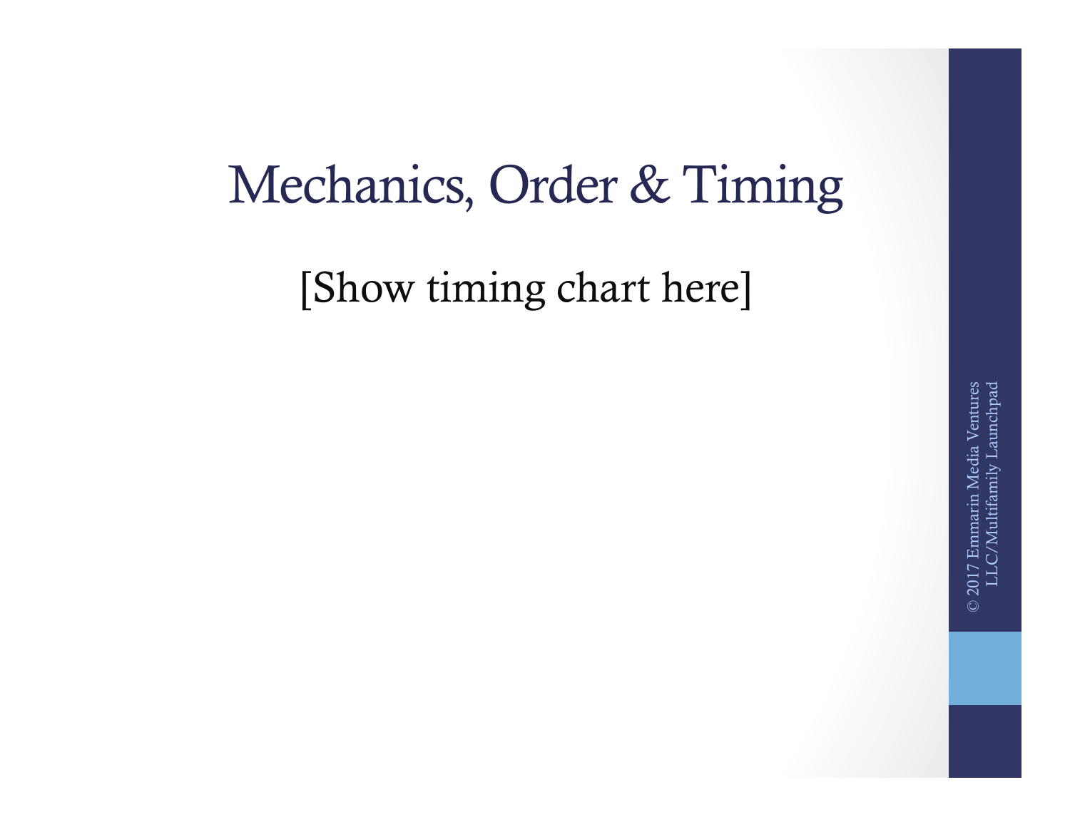# Mechanics, Order & Timing

[Show timing chart here]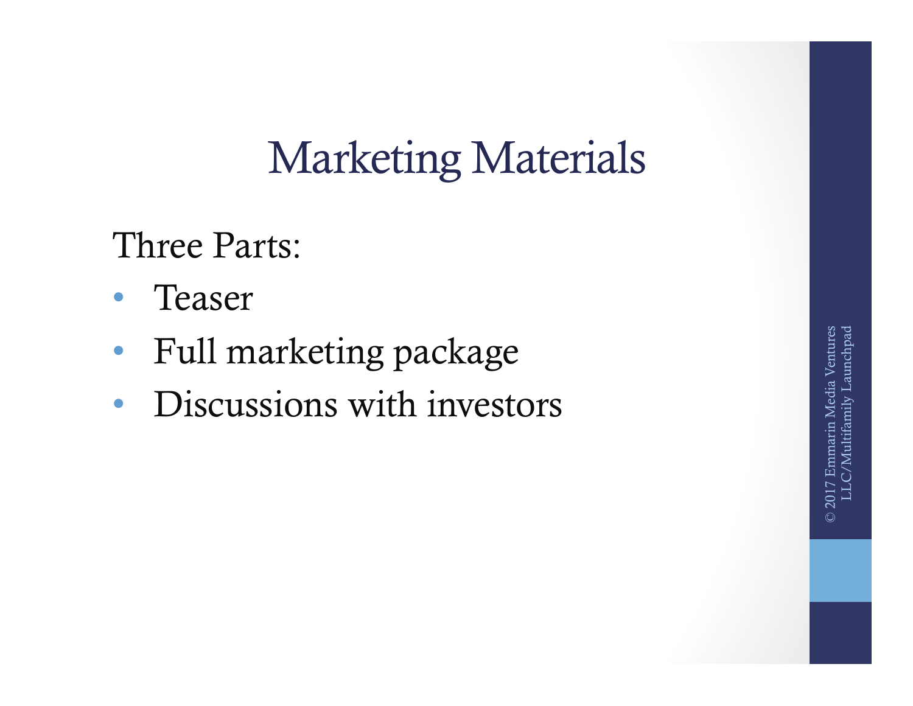# Marketing Materials

Three Parts:

- Teaser
- Full marketing package
- Discussions with investors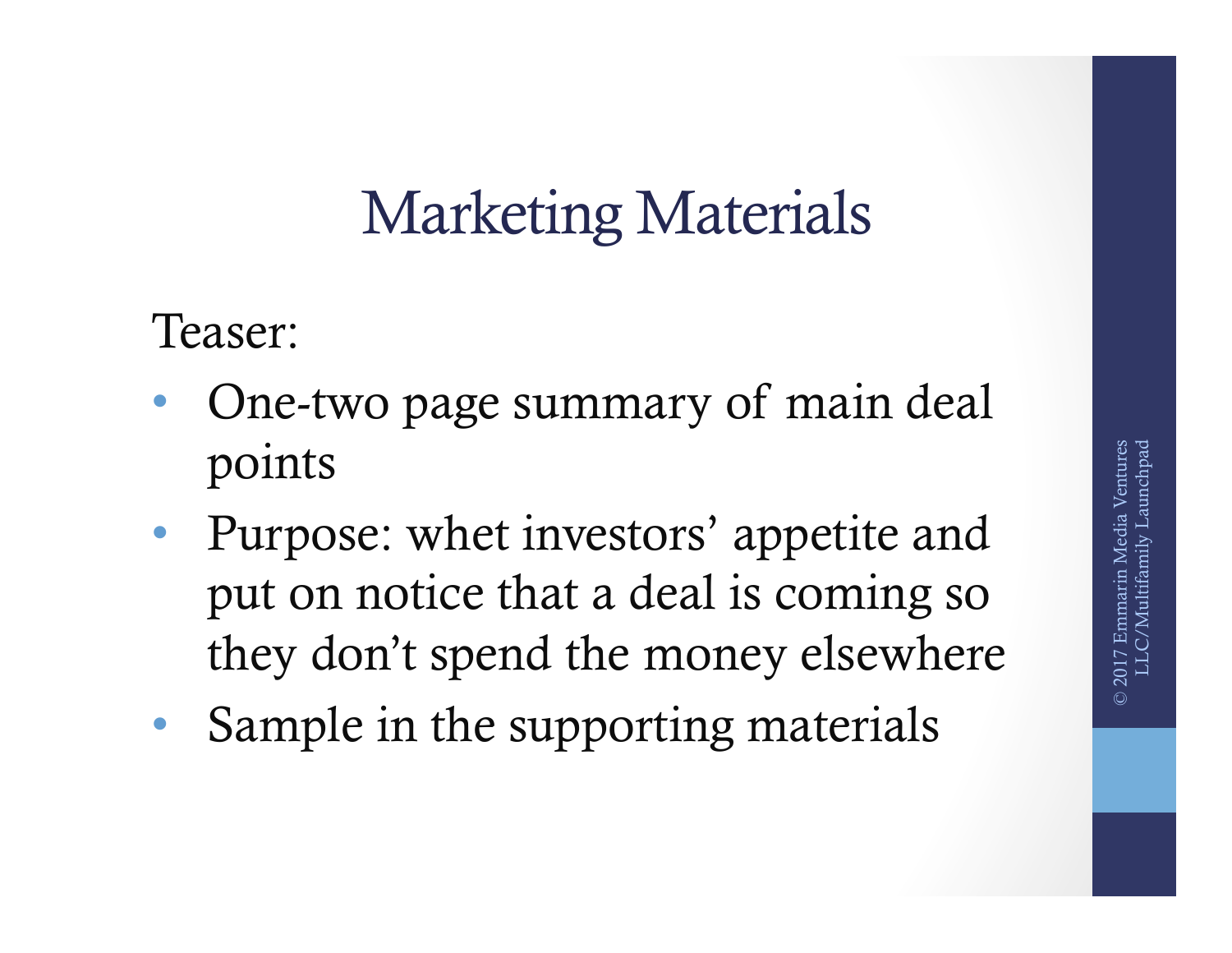# Marketing Materials

Teaser:

- One-two page summary of main deal points
- Purpose: whet investors' appetite and put on notice that a deal is coming so they don't spend the money elsewhere
- Sample in the supporting materials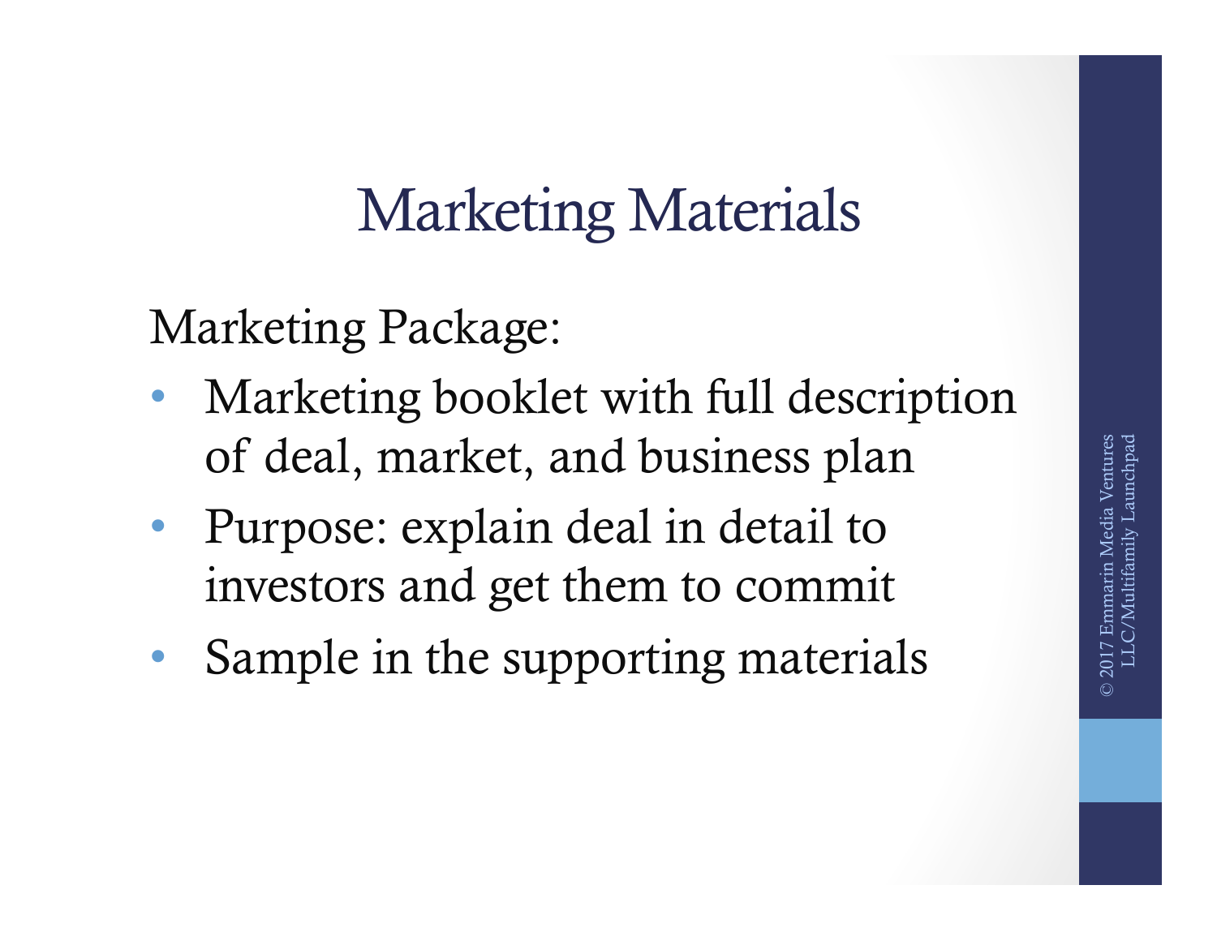# Marketing Materials

Marketing Package:

- Marketing booklet with full description of deal, market, and business plan
- Purpose: explain deal in detail to investors and get them to commit
- Sample in the supporting materials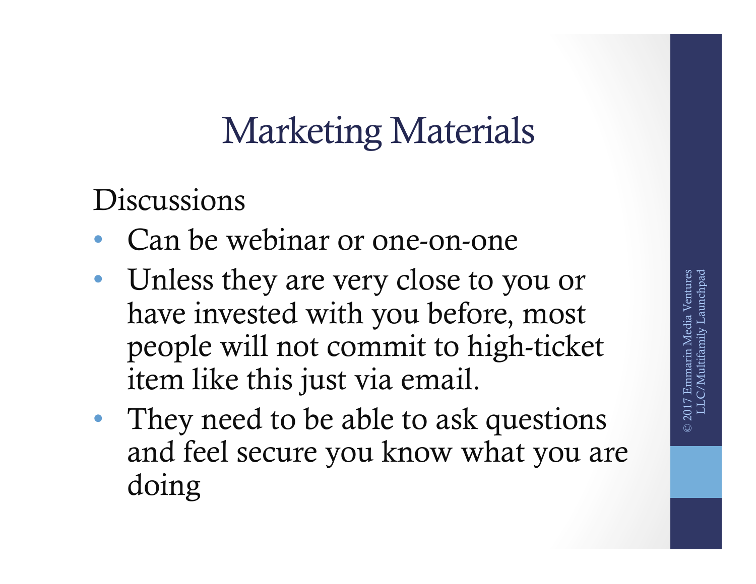# Marketing Materials

Discussions

- Can be webinar or one-on-one
- Unless they are very close to you or have invested with you before, most people will not commit to high-ticket item like this just via email.
- They need to be able to ask questions and feel secure you know what you are doing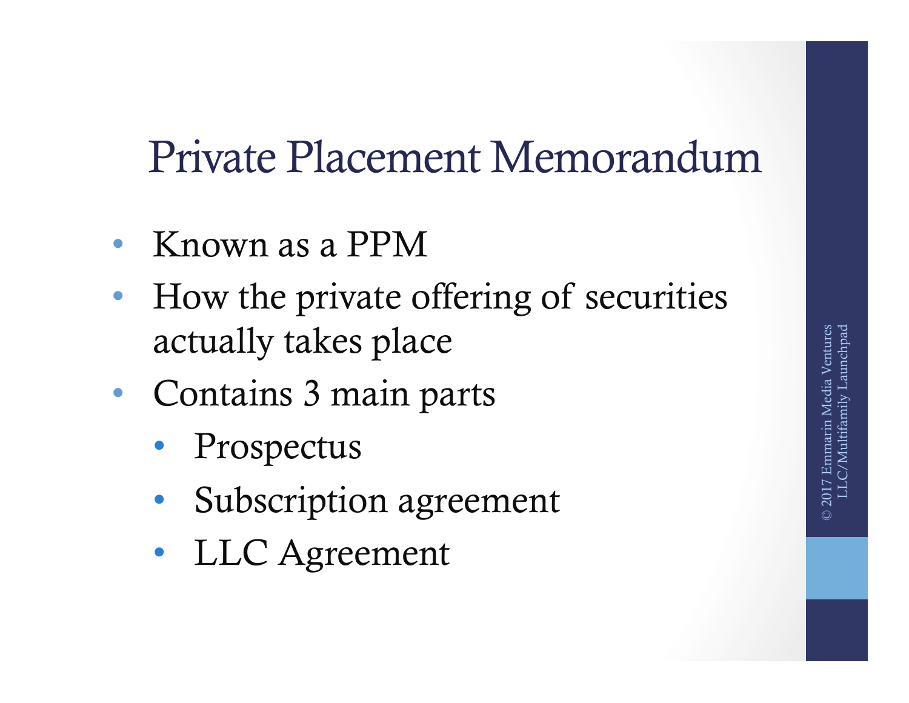# Private Placement Memorandum

- Known as a PPM
- How the private offering of securities actually takes place
- Contains 3 main parts
  - Prospectus
  - Subscription agreement
  - LLC Agreement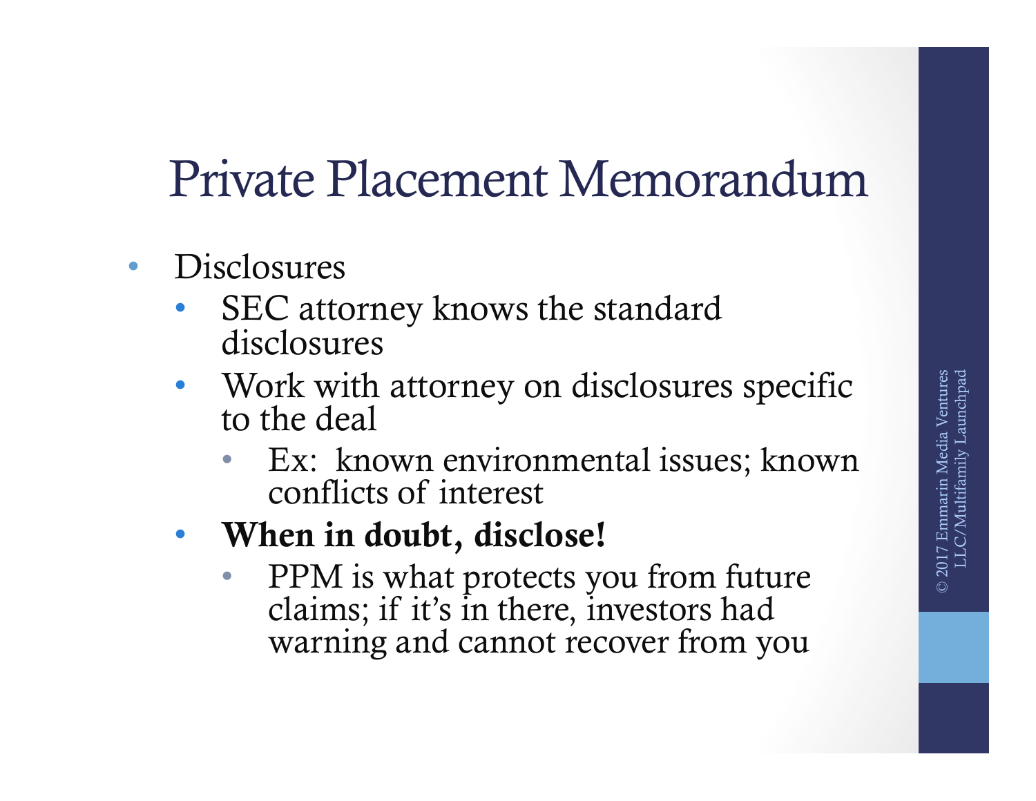# Private Placement Memorandum

- Disclosures
  - SEC attorney knows the standard disclosures
  - Work with attorney on disclosures specific to the deal
    - Ex: known environmental issues; known conflicts of interest
  - **When in doubt, disclose!**
    - PPM is what protects you from future claims; if it's in there, investors had warning and cannot recover from you

© 2017 Emmarin Media Ventures LLC/Multifamily Launchpad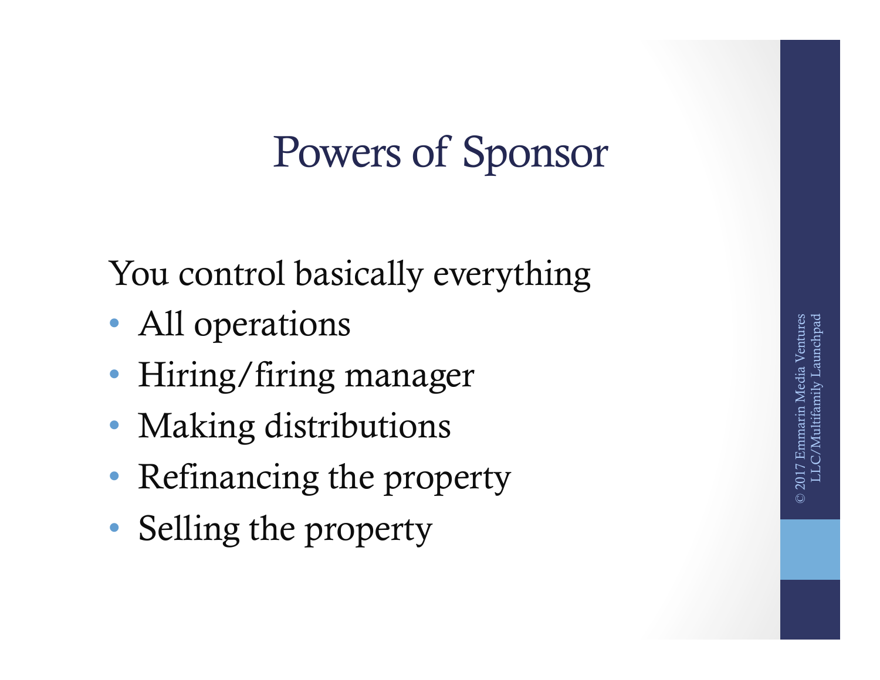# Powers of Sponsor

You control basically everything

- All operations
- Hiring/firing manager
- Making distributions
- Refinancing the property
- Selling the property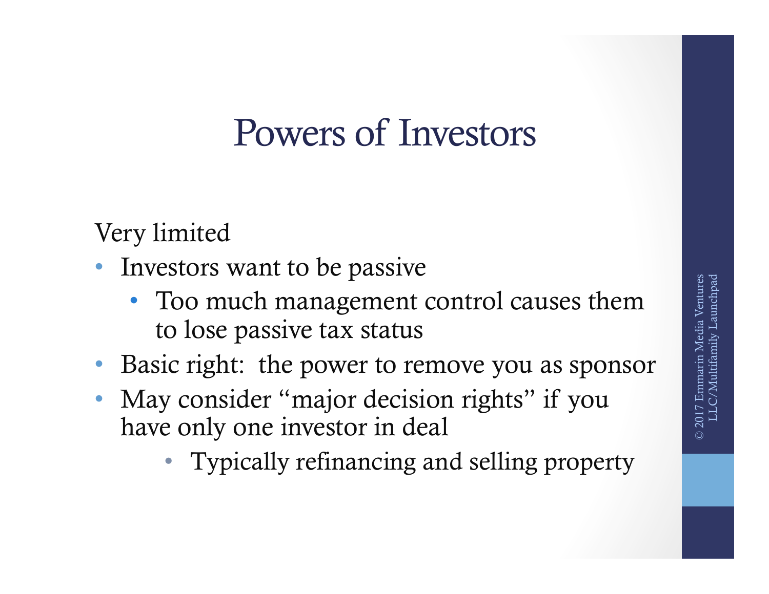# Powers of Investors

Very limited

- Investors want to be passive
  - Too much management control causes them to lose passive tax status
- Basic right: the power to remove you as sponsor
- May consider "major decision rights" if you have only one investor in deal
  - Typically refinancing and selling property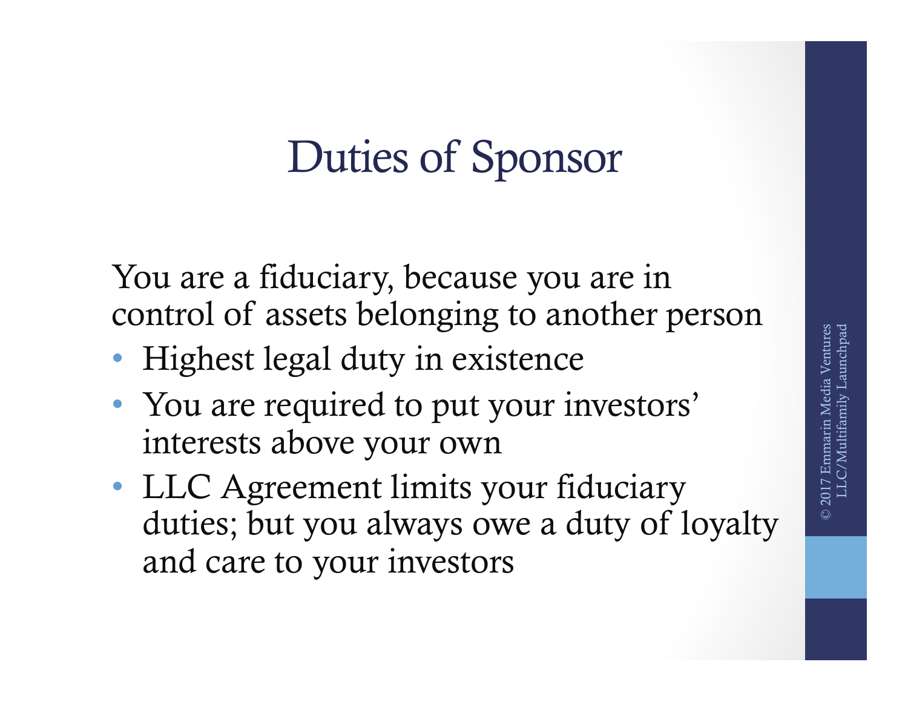# Duties of Sponsor

You are a fiduciary, because you are in control of assets belonging to another person

- Highest legal duty in existence
- You are required to put your investors' interests above your own
- LLC Agreement limits your fiduciary duties; but you always owe a duty of loyalty and care to your investors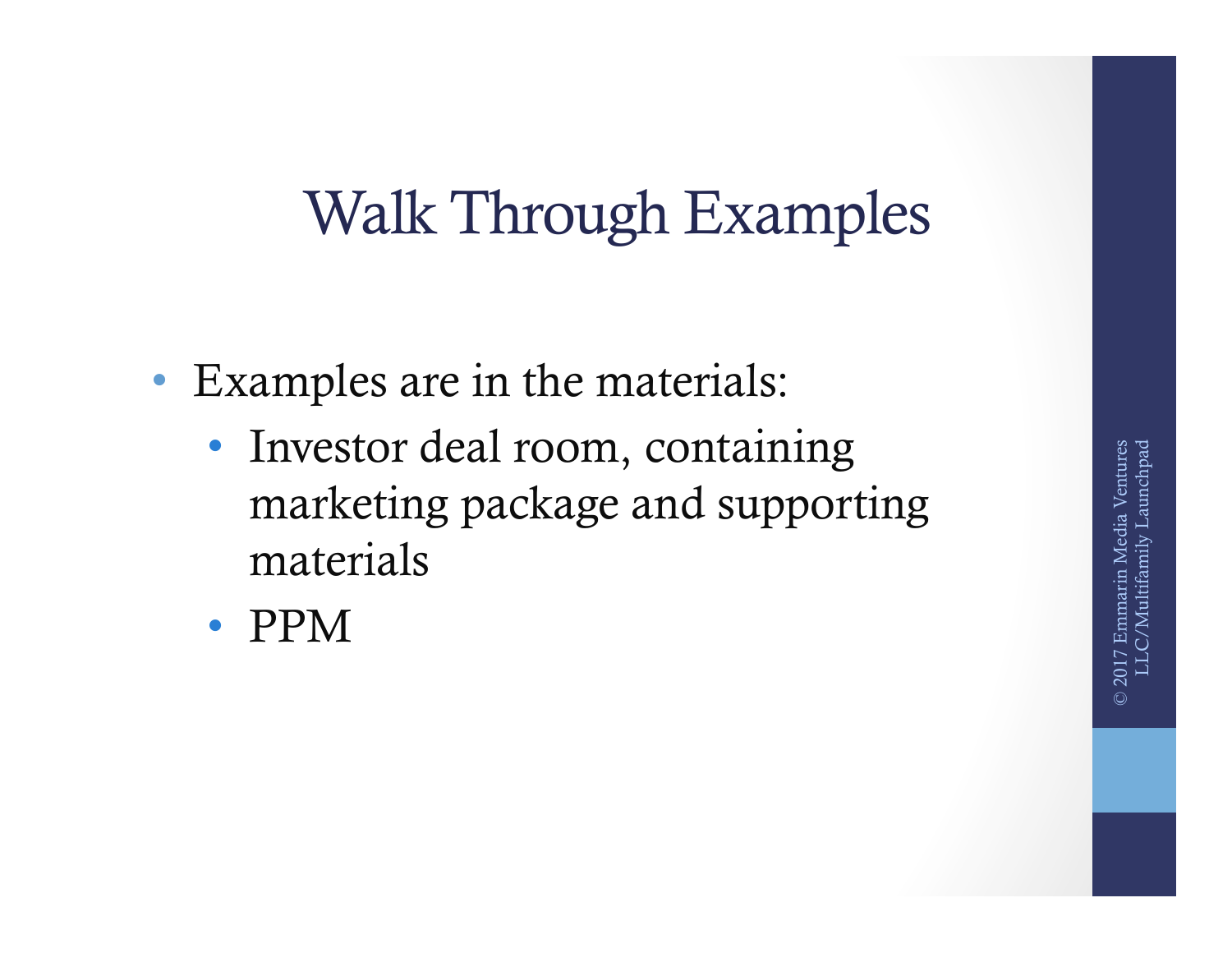# Walk Through Examples

- Examples are in the materials:
  - Investor deal room, containing marketing package and supporting materials
  - PPM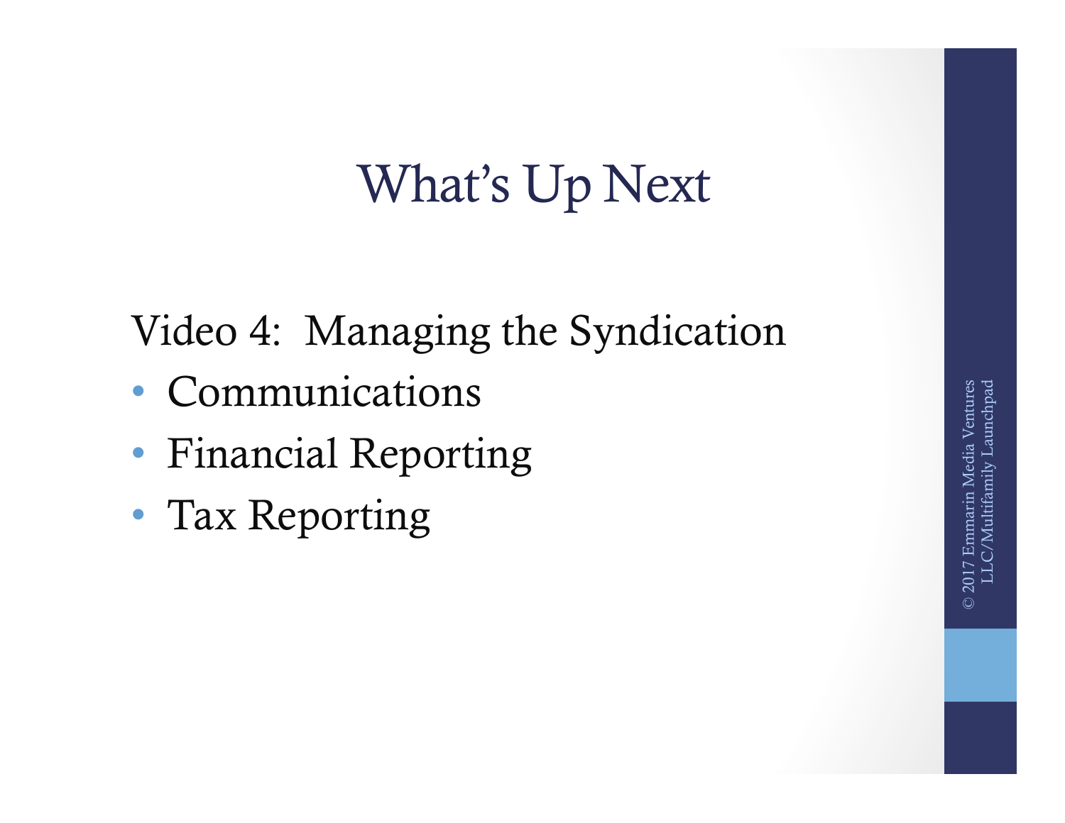# What's Up Next

Video 4: Managing the Syndication

- Communications
- Financial Reporting
- Tax Reporting

© 2017 Emmarin Media Ventures LLC/Multifamily Launchpad